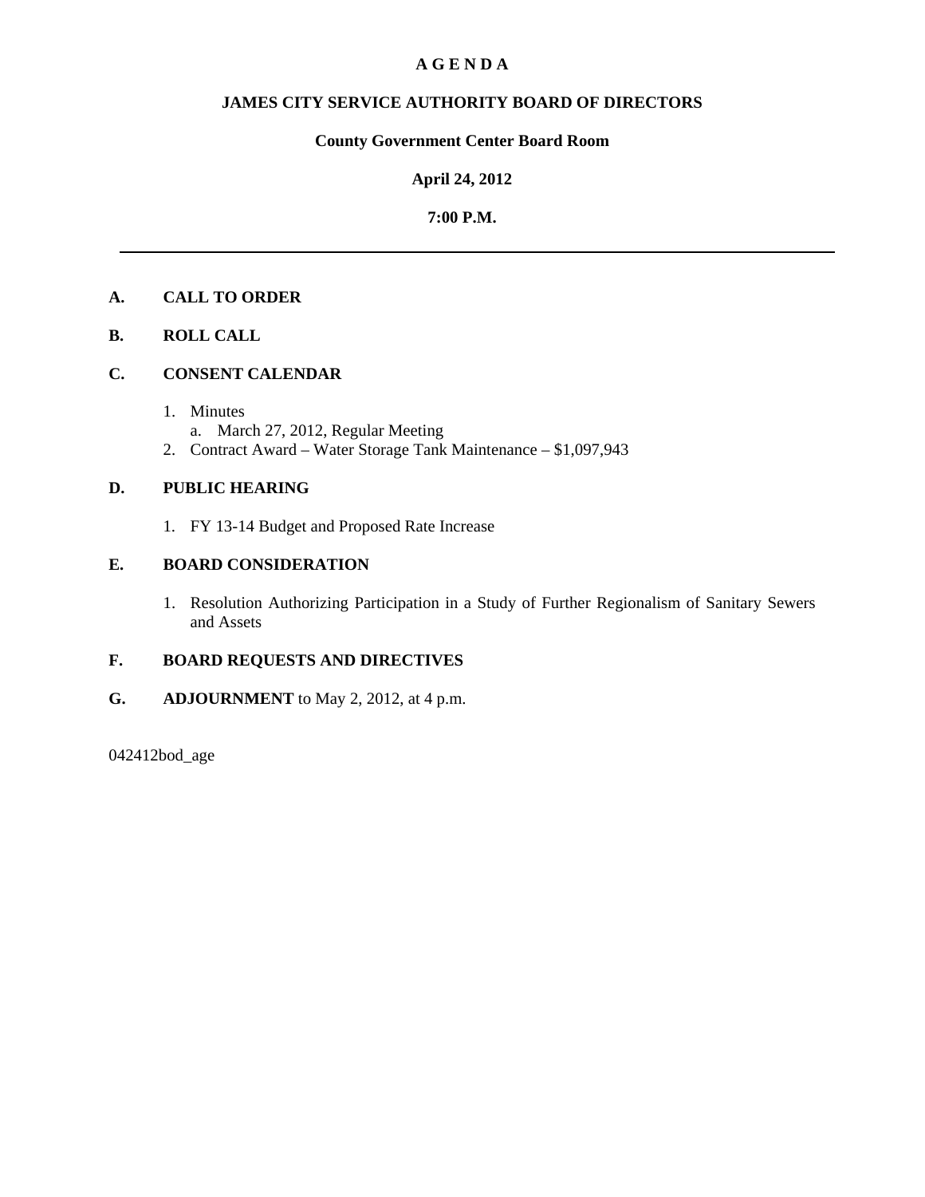# A G E N D A

## JAMES CITY SERVICE AUTHORITY BOARD OF DIRECTORS

**County Government Center Board Room**

**April 24, 2012**

**7:00 P.M.**

---

**A. CALL TO ORDER**

**B. ROLL CALL**

**C. CONSENT CALENDAR**

1. Minutes
   a. March 27, 2012, Regular Meeting
2. Contract Award – Water Storage Tank Maintenance – $1,097,943

**D. PUBLIC HEARING**

1. FY 13-14 Budget and Proposed Rate Increase

**E. BOARD CONSIDERATION**

1. Resolution Authorizing Participation in a Study of Further Regionalism of Sanitary Sewers and Assets

**F. BOARD REQUESTS AND DIRECTIVES**

**G. ADJOURNMENT** to May 2, 2012, at 4 p.m.

042412bod_age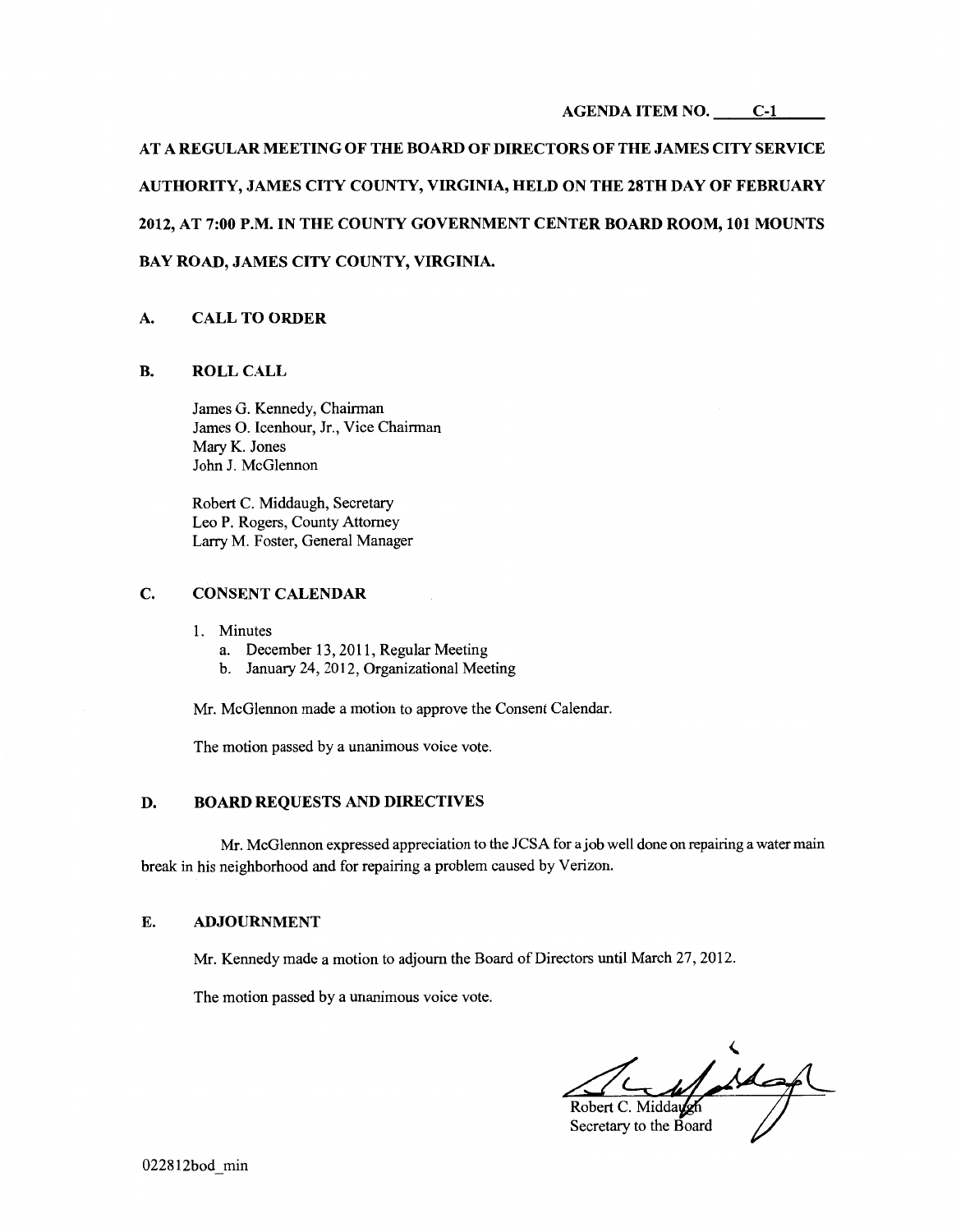AGENDA ITEM NO. C-1

**AT A REGULAR MEETING OF THE BOARD OF DIRECTORS OF THE JAMES CITY SERVICE AUTHORITY, JAMES CITY COUNTY, VIRGINIA, HELD ON THE 28TH DAY OF FEBRUARY 2012, AT 7:00 P.M. IN THE COUNTY GOVERNMENT CENTER BOARD ROOM, 101 MOUNTS BAY ROAD, JAMES CITY COUNTY, VIRGINIA.**

## A. CALL TO ORDER

## B. ROLL CALL

James G. Kennedy, Chairman
James O. Icenhour, Jr., Vice Chairman
Mary K. Jones
John J. McGlennon

Robert C. Middaugh, Secretary
Leo P. Rogers, County Attorney
Larry M. Foster, General Manager

## C. CONSENT CALENDAR

1. Minutes
   a. December 13, 2011, Regular Meeting
   b. January 24, 2012, Organizational Meeting

Mr. McGlennon made a motion to approve the Consent Calendar.

The motion passed by a unanimous voice vote.

## D. BOARD REQUESTS AND DIRECTIVES

Mr. McGlennon expressed appreciation to the JCSA for a job well done on repairing a water main break in his neighborhood and for repairing a problem caused by Verizon.

## E. ADJOURNMENT

Mr. Kennedy made a motion to adjourn the Board of Directors until March 27, 2012.

The motion passed by a unanimous voice vote.

Robert C. Middaugh
Secretary to the Board

022812bod_min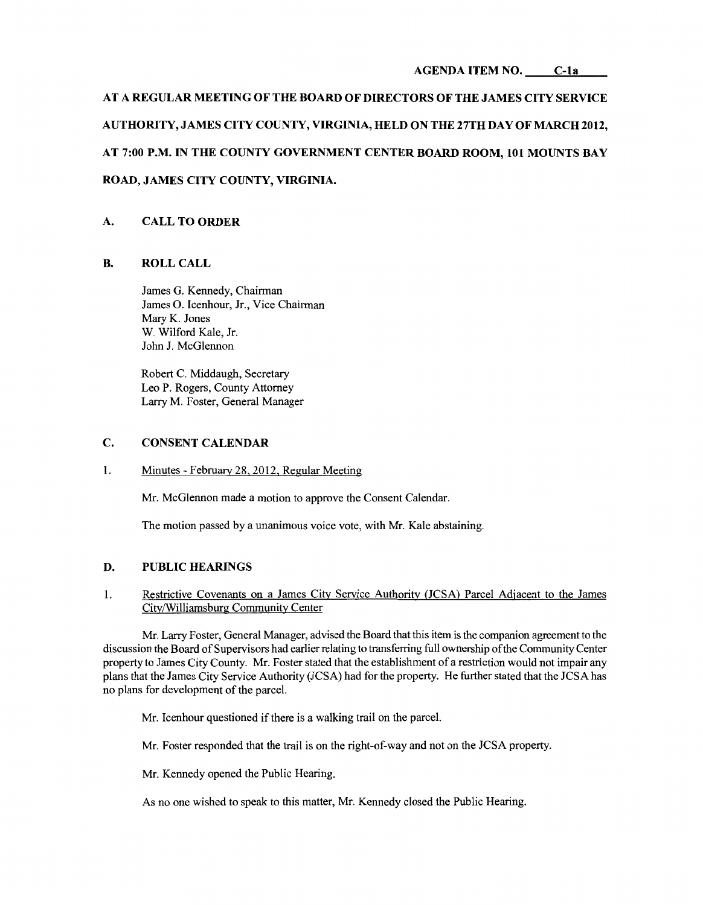**AGENDA ITEM NO. C-1a**

**AT A REGULAR MEETING OF THE BOARD OF DIRECTORS OF THE JAMES CITY SERVICE AUTHORITY, JAMES CITY COUNTY, VIRGINIA, HELD ON THE 27TH DAY OF MARCH 2012, AT 7:00 P.M. IN THE COUNTY GOVERNMENT CENTER BOARD ROOM, 101 MOUNTS BAY ROAD, JAMES CITY COUNTY, VIRGINIA.**

## A. CALL TO ORDER

## B. ROLL CALL

James G. Kennedy, Chairman
James O. Icenhour, Jr., Vice Chairman
Mary K. Jones
W. Wilford Kale, Jr.
John J. McGlennon

Robert C. Middaugh, Secretary
Leo P. Rogers, County Attorney
Larry M. Foster, General Manager

## C. CONSENT CALENDAR

1. Minutes - February 28, 2012, Regular Meeting

Mr. McGlennon made a motion to approve the Consent Calendar.

The motion passed by a unanimous voice vote, with Mr. Kale abstaining.

## D. PUBLIC HEARINGS

1. Restrictive Covenants on a James City Service Authority (JCSA) Parcel Adjacent to the James City/Williamsburg Community Center

Mr. Larry Foster, General Manager, advised the Board that this item is the companion agreement to the discussion the Board of Supervisors had earlier relating to transferring full ownership of the Community Center property to James City County. Mr. Foster stated that the establishment of a restriction would not impair any plans that the James City Service Authority (JCSA) had for the property. He further stated that the JCSA has no plans for development of the parcel.

Mr. Icenhour questioned if there is a walking trail on the parcel.

Mr. Foster responded that the trail is on the right-of-way and not on the JCSA property.

Mr. Kennedy opened the Public Hearing.

As no one wished to speak to this matter, Mr. Kennedy closed the Public Hearing.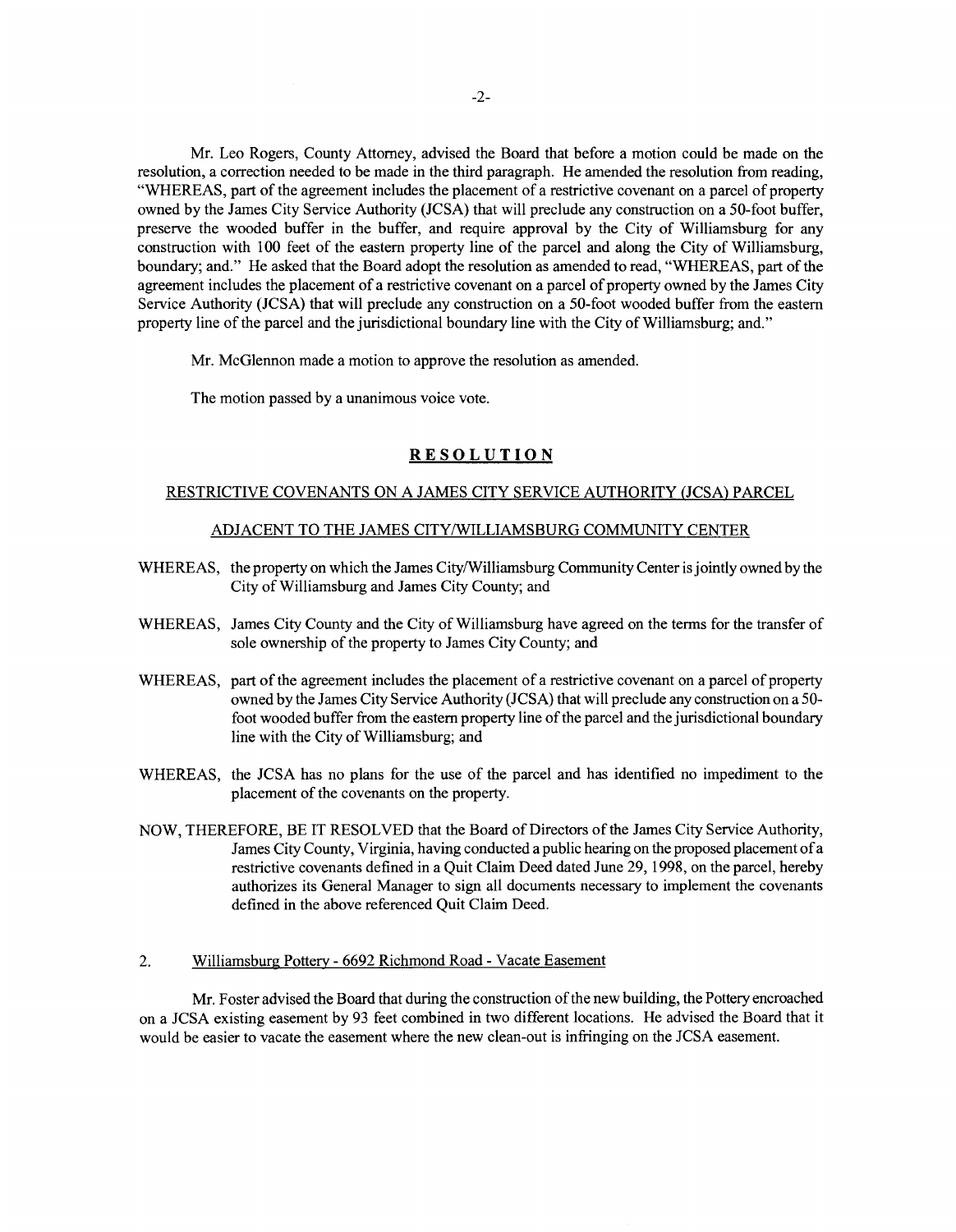Mr. Leo Rogers, County Attorney, advised the Board that before a motion could be made on the resolution, a correction needed to be made in the third paragraph. He amended the resolution from reading, "WHEREAS, part of the agreement includes the placement of a restrictive covenant on a parcel of property owned by the James City Service Authority (JCSA) that will preclude any construction on a 50-foot buffer, preserve the wooded buffer in the buffer, and require approval by the City of Williamsburg for any construction with 100 feet of the eastern property line of the parcel and along the City of Williamsburg, boundary; and." He asked that the Board adopt the resolution as amended to read, "WHEREAS, part of the agreement includes the placement of a restrictive covenant on a parcel of property owned by the James City Service Authority (JCSA) that will preclude any construction on a 50-foot wooded buffer from the eastern property line of the parcel and the jurisdictional boundary line with the City of Williamsburg; and."

Mr. McGlennon made a motion to approve the resolution as amended.

The motion passed by a unanimous voice vote.

## RESOLUTION

### RESTRICTIVE COVENANTS ON A JAMES CITY SERVICE AUTHORITY (JCSA) PARCEL

### ADJACENT TO THE JAMES CITY/WILLIAMSBURG COMMUNITY CENTER

WHEREAS, the property on which the James City/Williamsburg Community Center is jointly owned by the City of Williamsburg and James City County; and

WHEREAS, James City County and the City of Williamsburg have agreed on the terms for the transfer of sole ownership of the property to James City County; and

WHEREAS, part of the agreement includes the placement of a restrictive covenant on a parcel of property owned by the James City Service Authority (JCSA) that will preclude any construction on a 50-foot wooded buffer from the eastern property line of the parcel and the jurisdictional boundary line with the City of Williamsburg; and

WHEREAS, the JCSA has no plans for the use of the parcel and has identified no impediment to the placement of the covenants on the property.

NOW, THEREFORE, BE IT RESOLVED that the Board of Directors of the James City Service Authority, James City County, Virginia, having conducted a public hearing on the proposed placement of a restrictive covenants defined in a Quit Claim Deed dated June 29, 1998, on the parcel, hereby authorizes its General Manager to sign all documents necessary to implement the covenants defined in the above referenced Quit Claim Deed.

2. Williamsburg Pottery - 6692 Richmond Road - Vacate Easement

Mr. Foster advised the Board that during the construction of the new building, the Pottery encroached on a JCSA existing easement by 93 feet combined in two different locations. He advised the Board that it would be easier to vacate the easement where the new clean-out is infringing on the JCSA easement.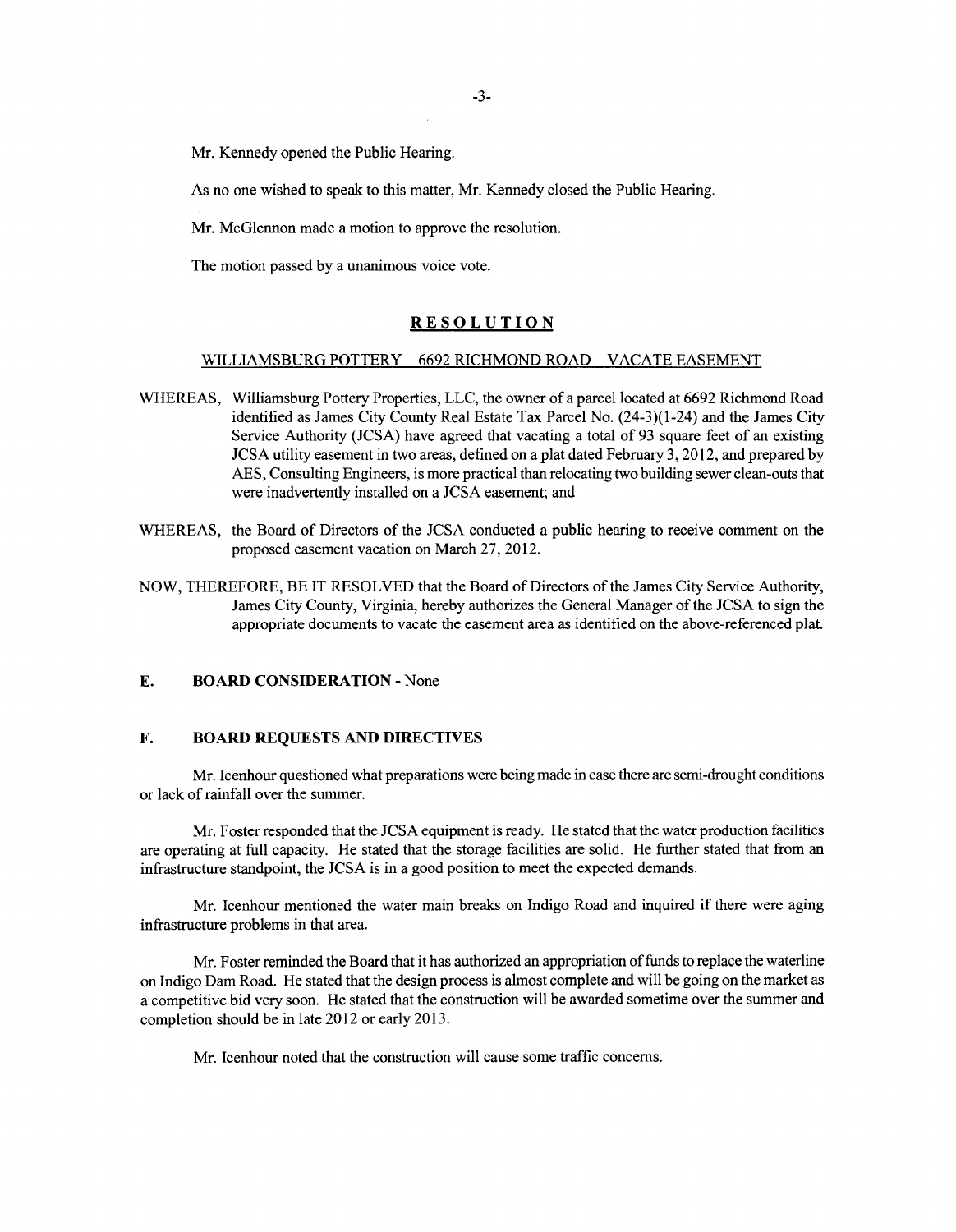Mr. Kennedy opened the Public Hearing.

As no one wished to speak to this matter, Mr. Kennedy closed the Public Hearing.

Mr. McGlennon made a motion to approve the resolution.

The motion passed by a unanimous voice vote.

## RESOLUTION

WILLIAMSBURG POTTERY – 6692 RICHMOND ROAD – VACATE EASEMENT

WHEREAS, Williamsburg Pottery Properties, LLC, the owner of a parcel located at 6692 Richmond Road identified as James City County Real Estate Tax Parcel No. (24-3)(1-24) and the James City Service Authority (JCSA) have agreed that vacating a total of 93 square feet of an existing JCSA utility easement in two areas, defined on a plat dated February 3, 2012, and prepared by AES, Consulting Engineers, is more practical than relocating two building sewer clean-outs that were inadvertently installed on a JCSA easement; and

WHEREAS, the Board of Directors of the JCSA conducted a public hearing to receive comment on the proposed easement vacation on March 27, 2012.

NOW, THEREFORE, BE IT RESOLVED that the Board of Directors of the James City Service Authority, James City County, Virginia, hereby authorizes the General Manager of the JCSA to sign the appropriate documents to vacate the easement area as identified on the above-referenced plat.

### E. BOARD CONSIDERATION - None

### F. BOARD REQUESTS AND DIRECTIVES

Mr. Icenhour questioned what preparations were being made in case there are semi-drought conditions or lack of rainfall over the summer.

Mr. Foster responded that the JCSA equipment is ready. He stated that the water production facilities are operating at full capacity. He stated that the storage facilities are solid. He further stated that from an infrastructure standpoint, the JCSA is in a good position to meet the expected demands.

Mr. Icenhour mentioned the water main breaks on Indigo Road and inquired if there were aging infrastructure problems in that area.

Mr. Foster reminded the Board that it has authorized an appropriation of funds to replace the waterline on Indigo Dam Road. He stated that the design process is almost complete and will be going on the market as a competitive bid very soon. He stated that the construction will be awarded sometime over the summer and completion should be in late 2012 or early 2013.

Mr. Icenhour noted that the construction will cause some traffic concerns.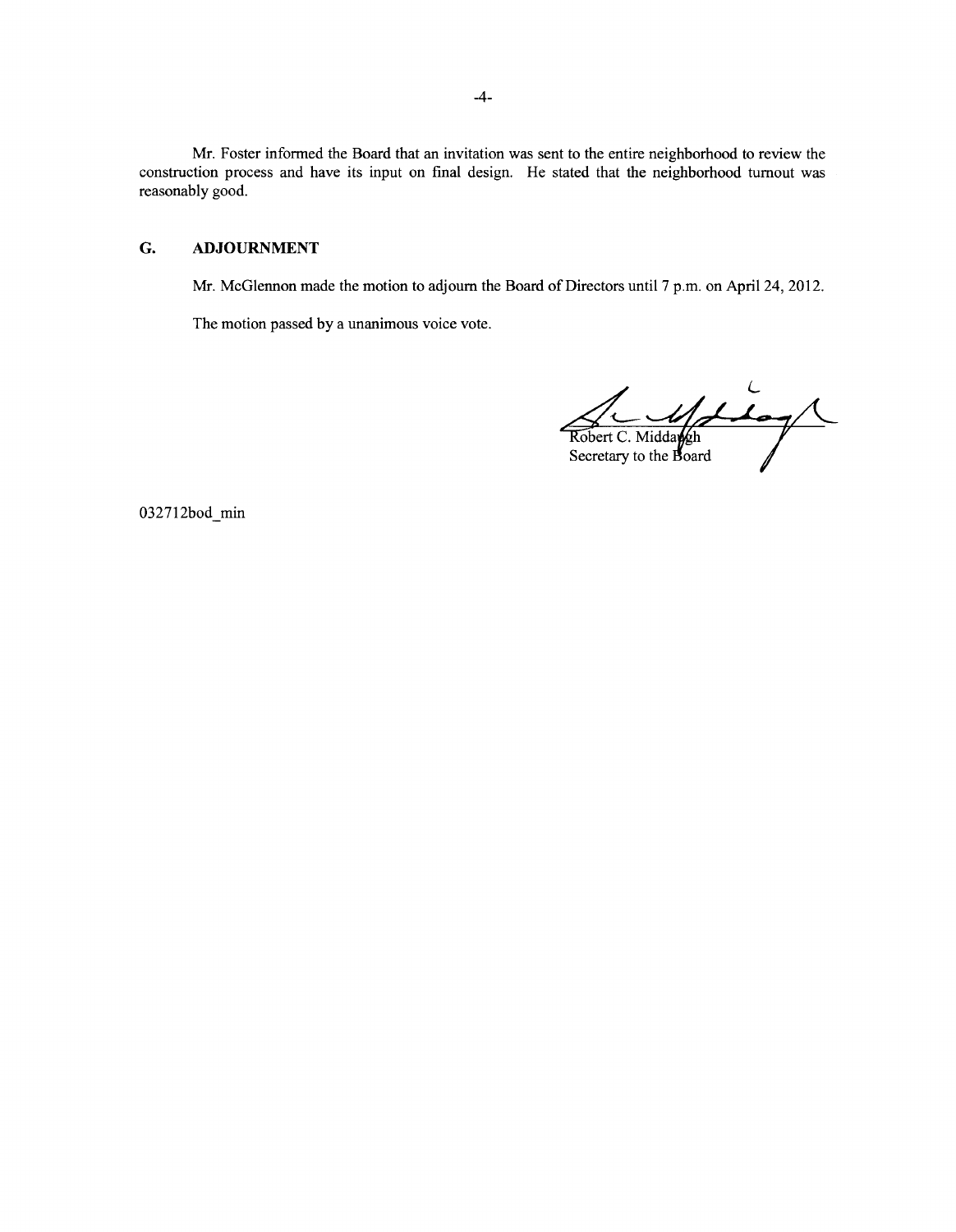Mr. Foster informed the Board that an invitation was sent to the entire neighborhood to review the construction process and have its input on final design. He stated that the neighborhood turnout was reasonably good.

## G. ADJOURNMENT

Mr. McGlennon made the motion to adjourn the Board of Directors until 7 p.m. on April 24, 2012.

The motion passed by a unanimous voice vote.

Robert C. Middaugh
Secretary to the Board

032712bod_min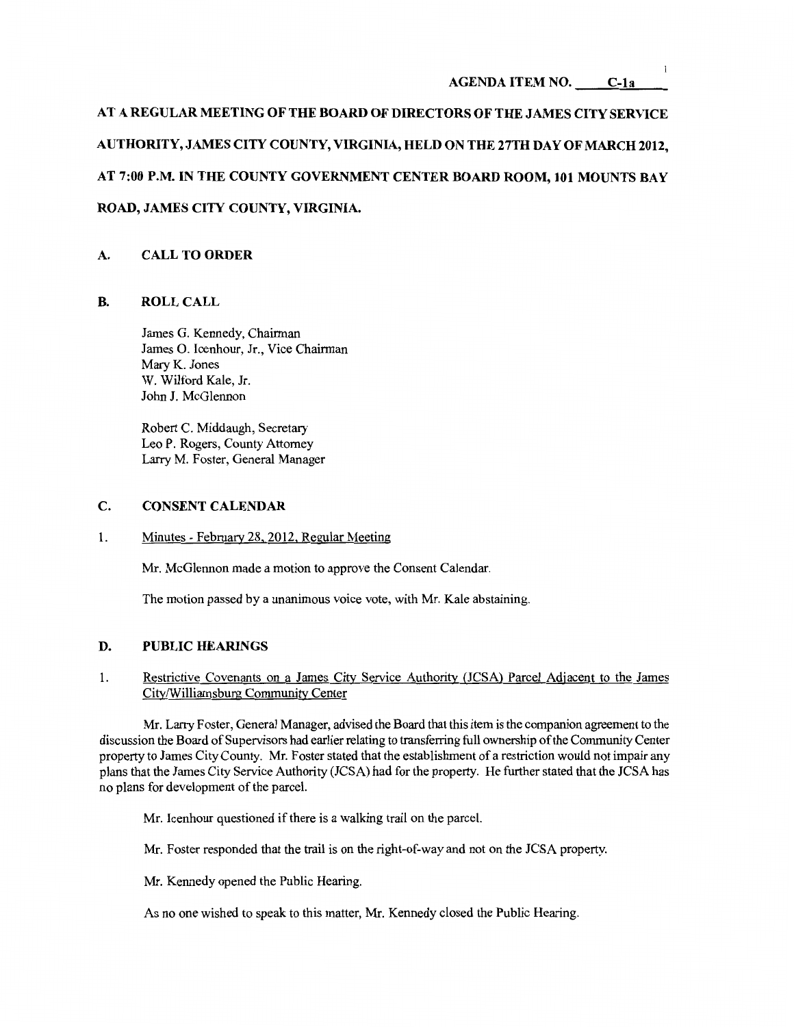AGENDA ITEM NO. C-1a

AT A REGULAR MEETING OF THE BOARD OF DIRECTORS OF THE JAMES CITY SERVICE AUTHORITY, JAMES CITY COUNTY, VIRGINIA, HELD ON THE 27TH DAY OF MARCH 2012, AT 7:00 P.M. IN THE COUNTY GOVERNMENT CENTER BOARD ROOM, 101 MOUNTS BAY ROAD, JAMES CITY COUNTY, VIRGINIA.

## A. CALL TO ORDER

## B. ROLL CALL

James G. Kennedy, Chairman
James O. Icenhour, Jr., Vice Chairman
Mary K. Jones
W. Wilford Kale, Jr.
John J. McGlennon

Robert C. Middaugh, Secretary
Leo P. Rogers, County Attorney
Larry M. Foster, General Manager

## C. CONSENT CALENDAR

1. Minutes - February 28, 2012, Regular Meeting

Mr. McGlennon made a motion to approve the Consent Calendar.

The motion passed by a unanimous voice vote, with Mr. Kale abstaining.

## D. PUBLIC HEARINGS

1. Restrictive Covenants on a James City Service Authority (JCSA) Parcel Adjacent to the James City/Williamsburg Community Center

Mr. Larry Foster, General Manager, advised the Board that this item is the companion agreement to the discussion the Board of Supervisors had earlier relating to transferring full ownership of the Community Center property to James City County. Mr. Foster stated that the establishment of a restriction would not impair any plans that the James City Service Authority (JCSA) had for the property. He further stated that the JCSA has no plans for development of the parcel.

Mr. Icenhour questioned if there is a walking trail on the parcel.

Mr. Foster responded that the trail is on the right-of-way and not on the JCSA property.

Mr. Kennedy opened the Public Hearing.

As no one wished to speak to this matter, Mr. Kennedy closed the Public Hearing.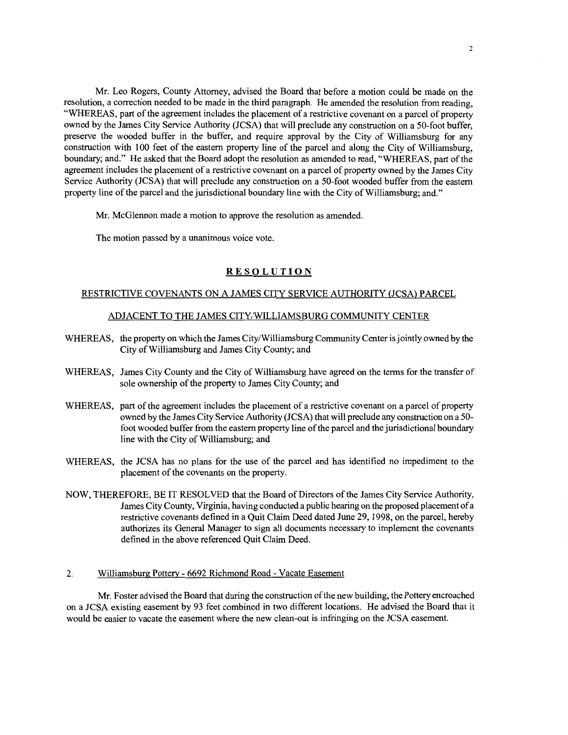Mr. Leo Rogers, County Attorney, advised the Board that before a motion could be made on the resolution, a correction needed to be made in the third paragraph. He amended the resolution from reading, "WHEREAS, part of the agreement includes the placement of a restrictive covenant on a parcel of property owned by the James City Service Authority (JCSA) that will preclude any construction on a 50-foot buffer, preserve the wooded buffer in the buffer, and require approval by the City of Williamsburg for any construction with 100 feet of the eastern property line of the parcel and along the City of Williamsburg, boundary; and." He asked that the Board adopt the resolution as amended to read, "WHEREAS, part of the agreement includes the placement of a restrictive covenant on a parcel of property owned by the James City Service Authority (JCSA) that will preclude any construction on a 50-foot wooded buffer from the eastern property line of the parcel and the jurisdictional boundary line with the City of Williamsburg; and."

Mr. McGlennon made a motion to approve the resolution as amended.

The motion passed by a unanimous voice vote.

## **RESOLUTION**

### RESTRICTIVE COVENANTS ON A JAMES CITY SERVICE AUTHORITY (JCSA) PARCEL

### ADJACENT TO THE JAMES CITY/WILLIAMSBURG COMMUNITY CENTER

WHEREAS, the property on which the James City/Williamsburg Community Center is jointly owned by the City of Williamsburg and James City County; and

WHEREAS, James City County and the City of Williamsburg have agreed on the terms for the transfer of sole ownership of the property to James City County; and

WHEREAS, part of the agreement includes the placement of a restrictive covenant on a parcel of property owned by the James City Service Authority (JCSA) that will preclude any construction on a 50-foot wooded buffer from the eastern property line of the parcel and the jurisdictional boundary line with the City of Williamsburg; and

WHEREAS, the JCSA has no plans for the use of the parcel and has identified no impediment to the placement of the covenants on the property.

NOW, THEREFORE, BE IT RESOLVED that the Board of Directors of the James City Service Authority, James City County, Virginia, having conducted a public hearing on the proposed placement of a restrictive covenants defined in a Quit Claim Deed dated June 29, 1998, on the parcel, hereby authorizes its General Manager to sign all documents necessary to implement the covenants defined in the above referenced Quit Claim Deed.

2. Williamsburg Pottery - 6692 Richmond Road - Vacate Easement

Mr. Foster advised the Board that during the construction of the new building, the Pottery encroached on a JCSA existing easement by 93 feet combined in two different locations. He advised the Board that it would be easier to vacate the easement where the new clean-out is infringing on the JCSA easement.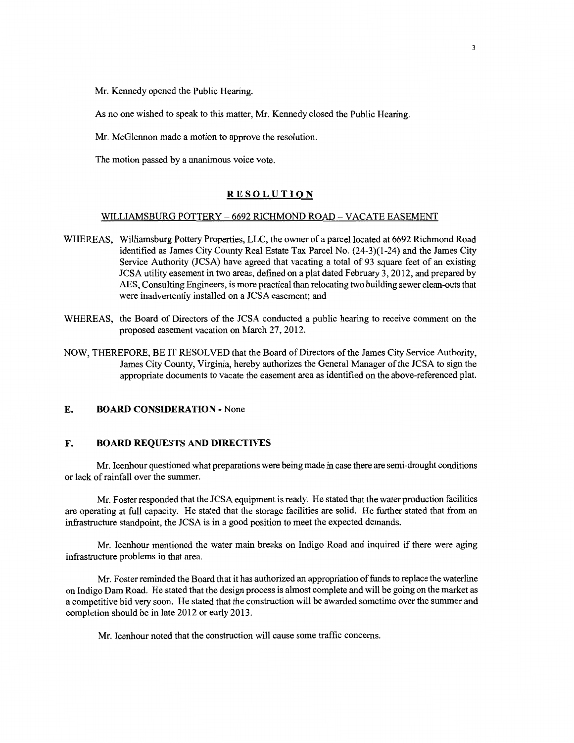Mr. Kennedy opened the Public Hearing.

As no one wished to speak to this matter, Mr. Kennedy closed the Public Hearing.

Mr. McGlennon made a motion to approve the resolution.

The motion passed by a unanimous voice vote.

## RESOLUTION

### WILLIAMSBURG POTTERY – 6692 RICHMOND ROAD – VACATE EASEMENT

WHEREAS, Williamsburg Pottery Properties, LLC, the owner of a parcel located at 6692 Richmond Road identified as James City County Real Estate Tax Parcel No. (24-3)(1-24) and the James City Service Authority (JCSA) have agreed that vacating a total of 93 square feet of an existing JCSA utility easement in two areas, defined on a plat dated February 3, 2012, and prepared by AES, Consulting Engineers, is more practical than relocating two building sewer clean-outs that were inadvertently installed on a JCSA easement; and

WHEREAS, the Board of Directors of the JCSA conducted a public hearing to receive comment on the proposed easement vacation on March 27, 2012.

NOW, THEREFORE, BE IT RESOLVED that the Board of Directors of the James City Service Authority, James City County, Virginia, hereby authorizes the General Manager of the JCSA to sign the appropriate documents to vacate the easement area as identified on the above-referenced plat.

## E. BOARD CONSIDERATION - None

## F. BOARD REQUESTS AND DIRECTIVES

Mr. Icenhour questioned what preparations were being made in case there are semi-drought conditions or lack of rainfall over the summer.

Mr. Foster responded that the JCSA equipment is ready. He stated that the water production facilities are operating at full capacity. He stated that the storage facilities are solid. He further stated that from an infrastructure standpoint, the JCSA is in a good position to meet the expected demands.

Mr. Icenhour mentioned the water main breaks on Indigo Road and inquired if there were aging infrastructure problems in that area.

Mr. Foster reminded the Board that it has authorized an appropriation of funds to replace the waterline on Indigo Dam Road. He stated that the design process is almost complete and will be going on the market as a competitive bid very soon. He stated that the construction will be awarded sometime over the summer and completion should be in late 2012 or early 2013.

Mr. Icenhour noted that the construction will cause some traffic concerns.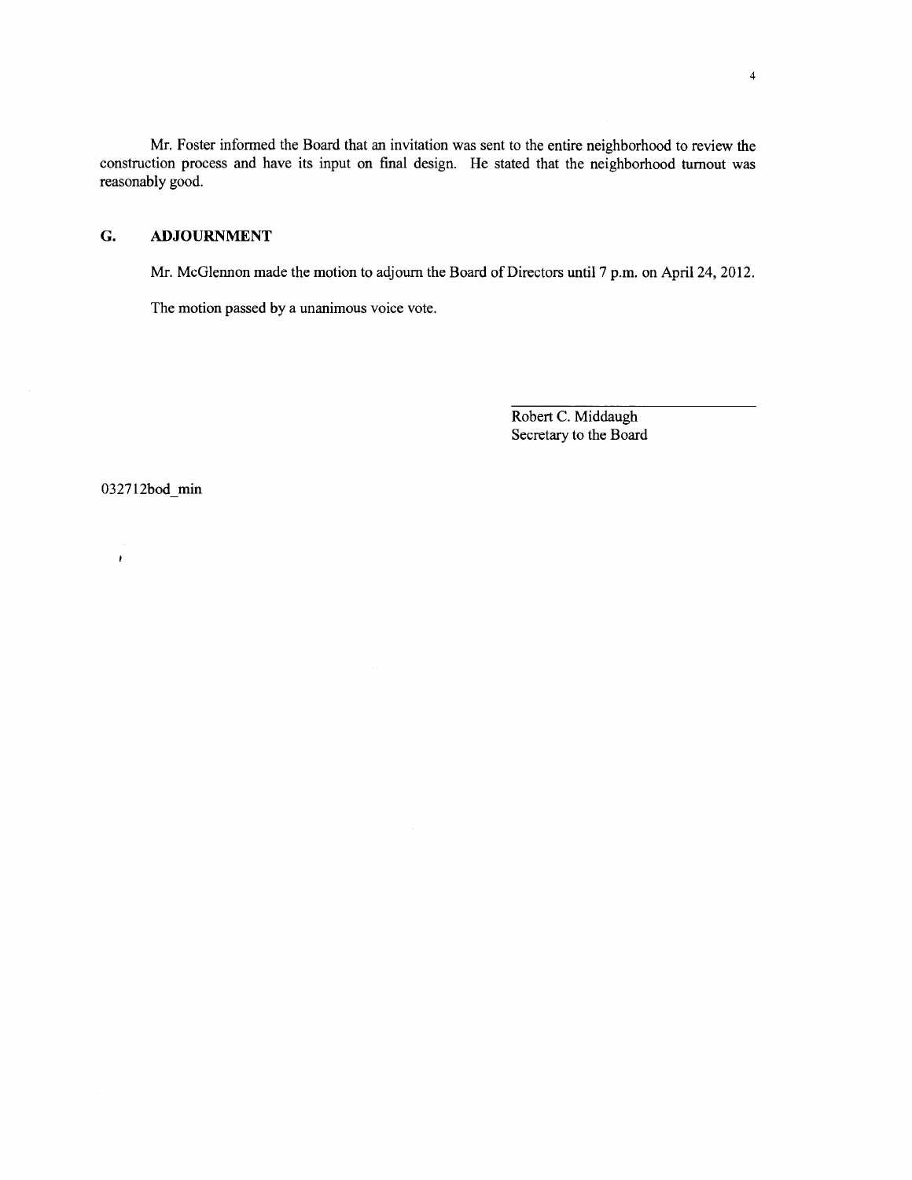Mr. Foster informed the Board that an invitation was sent to the entire neighborhood to review the construction process and have its input on final design. He stated that the neighborhood turnout was reasonably good.

## G. ADJOURNMENT

Mr. McGlennon made the motion to adjourn the Board of Directors until 7 p.m. on April 24, 2012.

The motion passed by a unanimous voice vote.

Robert C. Middaugh
Secretary to the Board

032712bod_min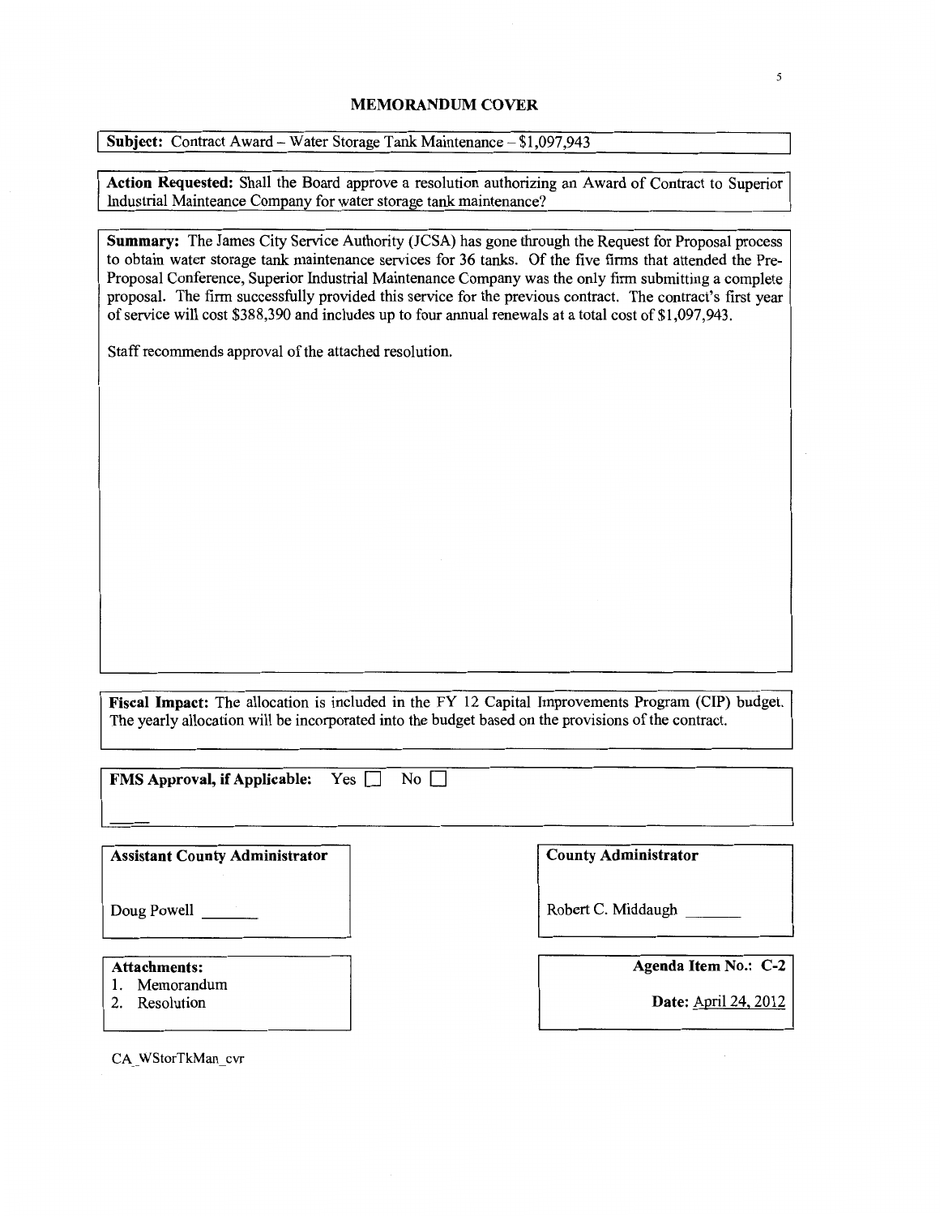# MEMORANDUM COVER

**Subject:** Contract Award – Water Storage Tank Maintenance – $1,097,943

**Action Requested:** Shall the Board approve a resolution authorizing an Award of Contract to Superior Industrial Mainteance Company for water storage tank maintenance?

**Summary:** The James City Service Authority (JCSA) has gone through the Request for Proposal process to obtain water storage tank maintenance services for 36 tanks. Of the five firms that attended the Pre-Proposal Conference, Superior Industrial Maintenance Company was the only firm submitting a complete proposal. The firm successfully provided this service for the previous contract. The contract's first year of service will cost $388,390 and includes up to four annual renewals at a total cost of $1,097,943.

Staff recommends approval of the attached resolution.

**Fiscal Impact:** The allocation is included in the FY 12 Capital Improvements Program (CIP) budget. The yearly allocation will be incorporated into the budget based on the provisions of the contract.

**FMS Approval, if Applicable:** Yes ☐ No ☐

**Assistant County Administrator**

Doug Powell ______

**County Administrator**

Robert C. Middaugh ______

**Attachments:**
1. Memorandum
2. Resolution

**Agenda Item No.: C-2**

**Date:** April 24, 2012

CA_WStorTkMan_cvr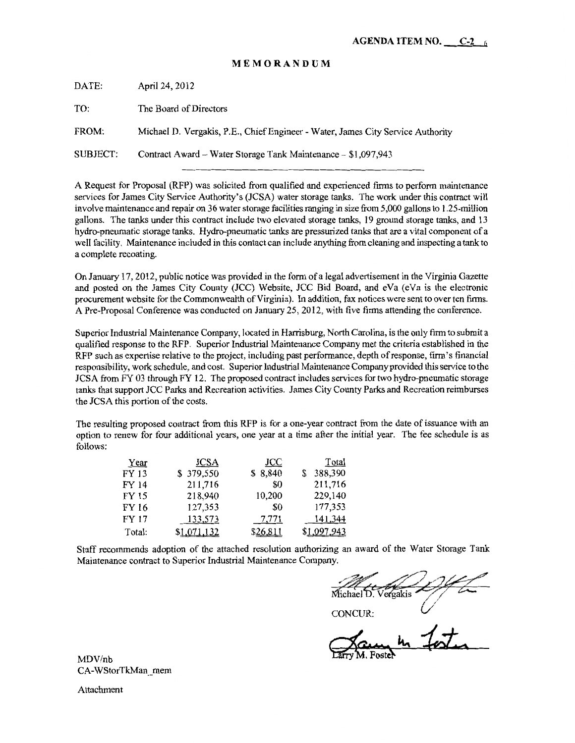**AGENDA ITEM NO. C-2 6**

# MEMORANDUM

DATE: April 24, 2012

TO: The Board of Directors

FROM: Michael D. Vergakis, P.E., Chief Engineer - Water, James City Service Authority

SUBJECT: Contract Award – Water Storage Tank Maintenance – $1,097,943

A Request for Proposal (RFP) was solicited from qualified and experienced firms to perform maintenance services for James City Service Authority's (JCSA) water storage tanks. The work under this contract will involve maintenance and repair on 36 water storage facilities ranging in size from 5,000 gallons to 1.25-million gallons. The tanks under this contract include two elevated storage tanks, 19 ground storage tanks, and 13 hydro-pneumatic storage tanks. Hydro-pneumatic tanks are pressurized tanks that are a vital component of a well facility. Maintenance included in this contact can include anything from cleaning and inspecting a tank to a complete recoating.

On January 17, 2012, public notice was provided in the form of a legal advertisement in the Virginia Gazette and posted on the James City County (JCC) Website, JCC Bid Board, and eVa (eVa is the electronic procurement website for the Commonwealth of Virginia). In addition, fax notices were sent to over ten firms. A Pre-Proposal Conference was conducted on January 25, 2012, with five firms attending the conference.

Superior Industrial Maintenance Company, located in Harrisburg, North Carolina, is the only firm to submit a qualified response to the RFP. Superior Industrial Maintenance Company met the criteria established in the RFP such as expertise relative to the project, including past performance, depth of response, firm's financial responsibility, work schedule, and cost. Superior Industrial Maintenance Company provided this service to the JCSA from FY 03 through FY 12. The proposed contract includes services for two hydro-pneumatic storage tanks that support JCC Parks and Recreation activities. James City County Parks and Recreation reimburses the JCSA this portion of the costs.

The resulting proposed contract from this RFP is for a one-year contract from the date of issuance with an option to renew for four additional years, one year at a time after the initial year. The fee schedule is as follows:

| Year | JCSA | JCC | Total |
|---|---|---|---|
| FY 13 | $ 379,550 | $ 8,840 | $ 388,390 |
| FY 14 | 211,716 | $0 | 211,716 |
| FY 15 | 218,940 | 10,200 | 229,140 |
| FY 16 | 127,353 | $0 | 177,353 |
| FY 17 | 133,573 | 7,771 | 141,344 |
| Total: | $1,071,132 | $26,811 | $1,097,943 |

Staff recommends adoption of the attached resolution authorizing an award of the Water Storage Tank Maintenance contract to Superior Industrial Maintenance Company.

Michael D. Vergakis

CONCUR:

Larry M. Foster

MDV/nb
CA-WStorTkMan_mem

Attachment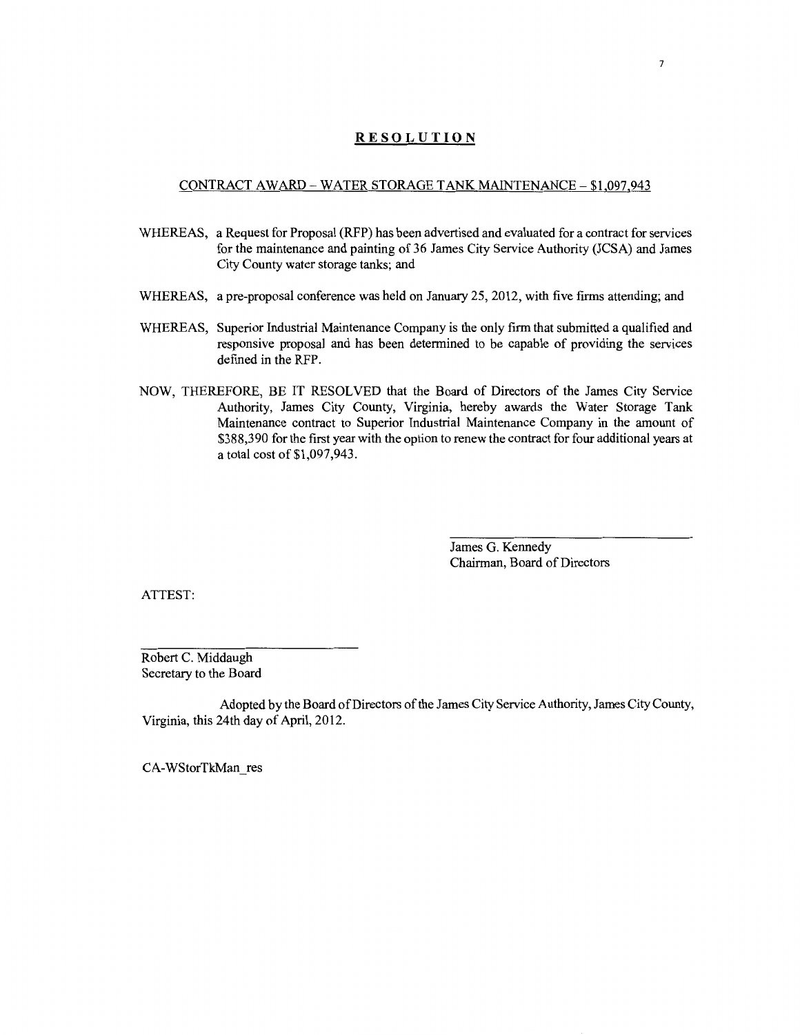# RESOLUTION

## CONTRACT AWARD – WATER STORAGE TANK MAINTENANCE – $1,097,943

WHEREAS, a Request for Proposal (RFP) has been advertised and evaluated for a contract for services for the maintenance and painting of 36 James City Service Authority (JCSA) and James City County water storage tanks; and

WHEREAS, a pre-proposal conference was held on January 25, 2012, with five firms attending; and

WHEREAS, Superior Industrial Maintenance Company is the only firm that submitted a qualified and responsive proposal and has been determined to be capable of providing the services defined in the RFP.

NOW, THEREFORE, BE IT RESOLVED that the Board of Directors of the James City Service Authority, James City County, Virginia, hereby awards the Water Storage Tank Maintenance contract to Superior Industrial Maintenance Company in the amount of $388,390 for the first year with the option to renew the contract for four additional years at a total cost of $1,097,943.

James G. Kennedy
Chairman, Board of Directors

ATTEST:

Robert C. Middaugh
Secretary to the Board

Adopted by the Board of Directors of the James City Service Authority, James City County, Virginia, this 24th day of April, 2012.

CA-WStorTkMan_res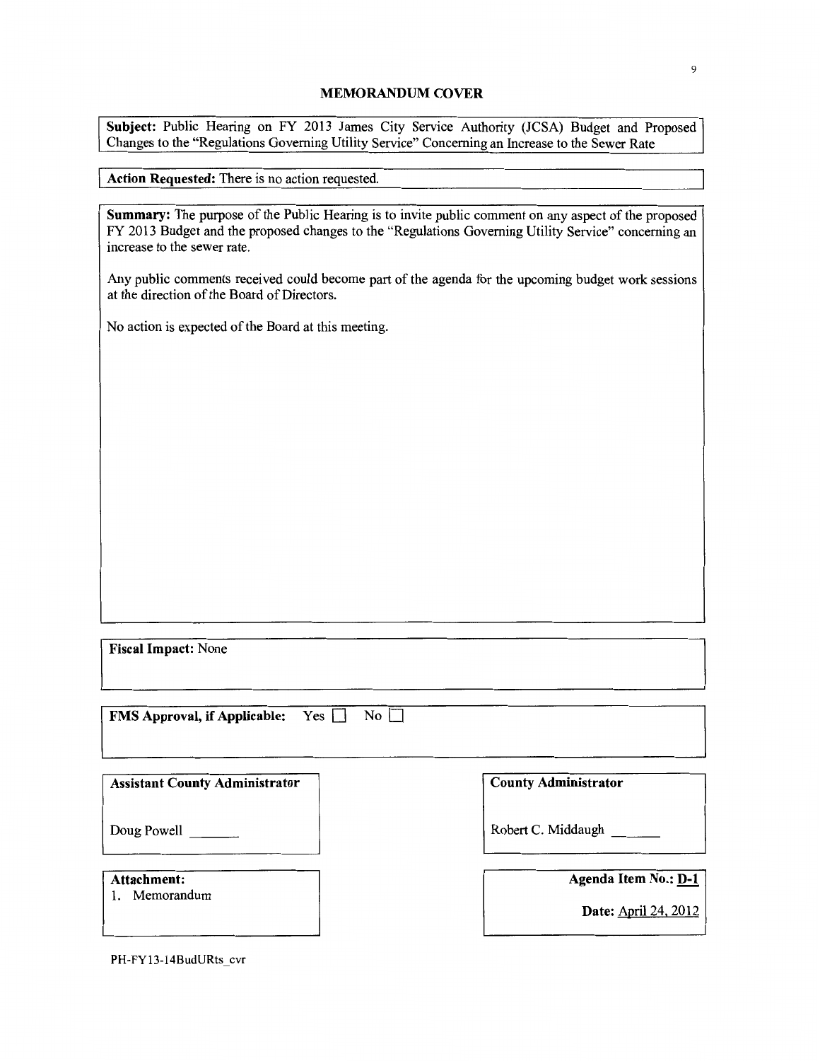## MEMORANDUM COVER

**Subject:** Public Hearing on FY 2013 James City Service Authority (JCSA) Budget and Proposed Changes to the "Regulations Governing Utility Service" Concerning an Increase to the Sewer Rate

**Action Requested:** There is no action requested.

**Summary:** The purpose of the Public Hearing is to invite public comment on any aspect of the proposed FY 2013 Budget and the proposed changes to the "Regulations Governing Utility Service" concerning an increase to the sewer rate.

Any public comments received could become part of the agenda for the upcoming budget work sessions at the direction of the Board of Directors.

No action is expected of the Board at this meeting.

**Fiscal Impact:** None

**FMS Approval, if Applicable:** Yes ☐ No ☐

**Assistant County Administrator**

Doug Powell \_\_\_\_\_\_

**County Administrator**

Robert C. Middaugh \_\_\_\_\_\_

**Attachment:**

1. Memorandum

**Agenda Item No.:** D-1

**Date:** April 24, 2012

PH-FY13-14BudURts_cvr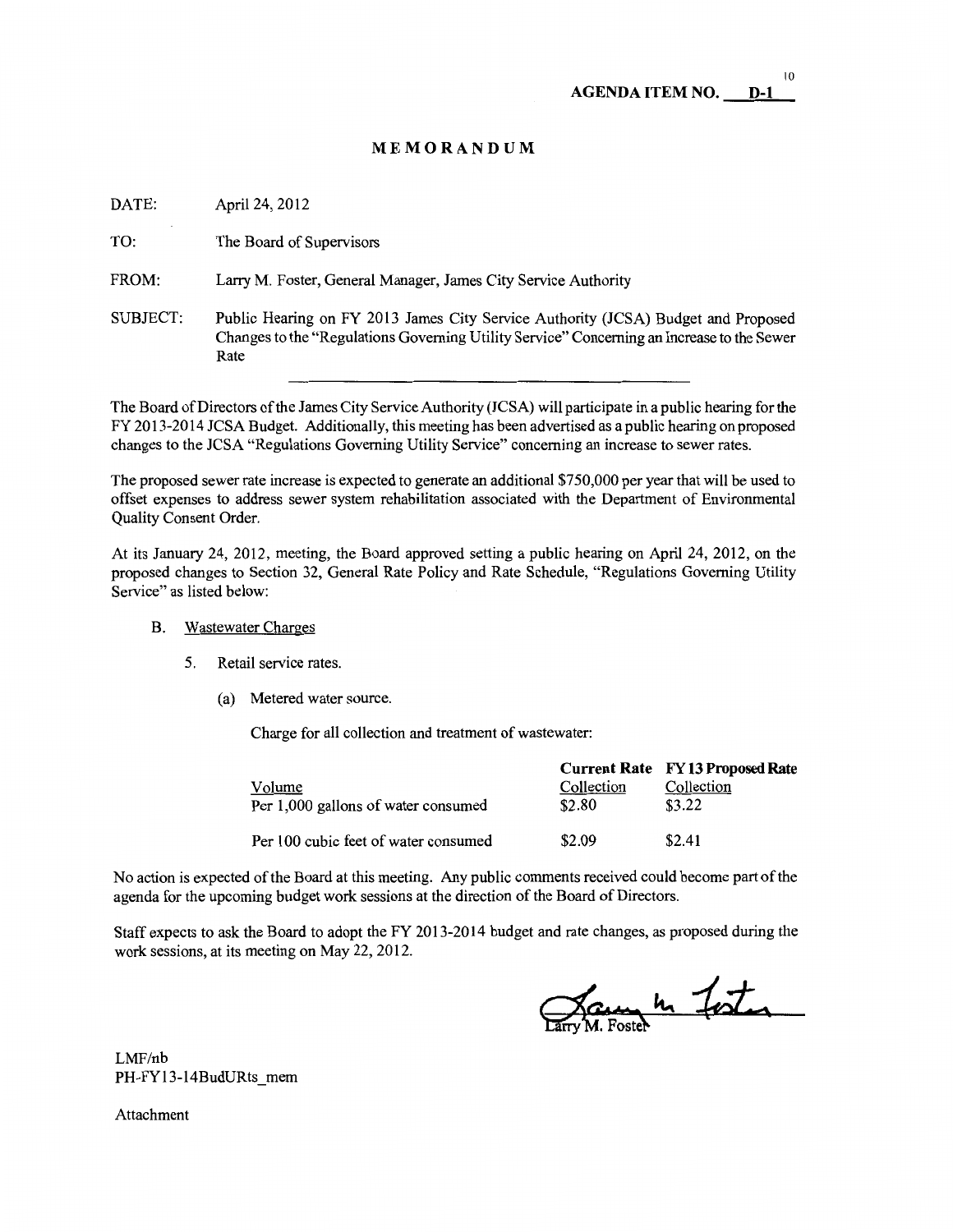**AGENDA ITEM NO. D-1**

## MEMORANDUM

DATE: April 24, 2012

TO: The Board of Supervisors

FROM: Larry M. Foster, General Manager, James City Service Authority

SUBJECT: Public Hearing on FY 2013 James City Service Authority (JCSA) Budget and Proposed Changes to the "Regulations Governing Utility Service" Concerning an Increase to the Sewer Rate

---

The Board of Directors of the James City Service Authority (JCSA) will participate in a public hearing for the FY 2013-2014 JCSA Budget. Additionally, this meeting has been advertised as a public hearing on proposed changes to the JCSA "Regulations Governing Utility Service" concerning an increase to sewer rates.

The proposed sewer rate increase is expected to generate an additional $750,000 per year that will be used to offset expenses to address sewer system rehabilitation associated with the Department of Environmental Quality Consent Order.

At its January 24, 2012, meeting, the Board approved setting a public hearing on April 24, 2012, on the proposed changes to Section 32, General Rate Policy and Rate Schedule, "Regulations Governing Utility Service" as listed below:

- B. Wastewater Charges
  - 5. Retail service rates.
    - (a) Metered water source.

      Charge for all collection and treatment of wastewater:

| | **Current Rate** | **FY 13 Proposed Rate** |
|---|---|---|
| Volume | Collection | Collection |
| Per 1,000 gallons of water consumed | $2.80 | $3.22 |
| Per 100 cubic feet of water consumed | $2.09 | $2.41 |

No action is expected of the Board at this meeting. Any public comments received could become part of the agenda for the upcoming budget work sessions at the direction of the Board of Directors.

Staff expects to ask the Board to adopt the FY 2013-2014 budget and rate changes, as proposed during the work sessions, at its meeting on May 22, 2012.

Larry M. Foster

LMF/nb
PH-FY13-14BudURts_mem

Attachment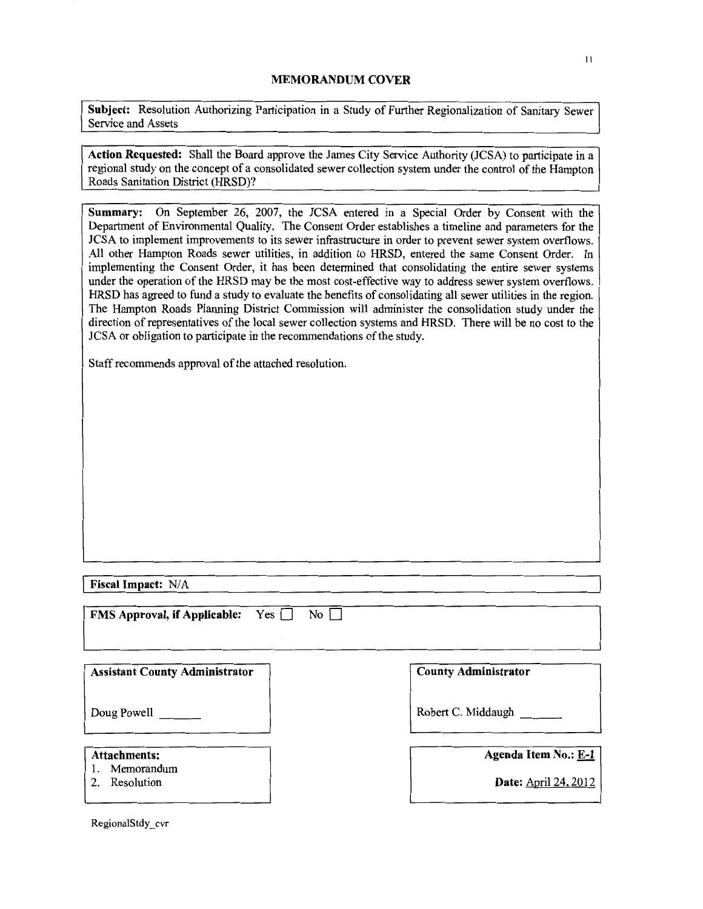## MEMORANDUM COVER

**Subject:** Resolution Authorizing Participation in a Study of Further Regionalization of Sanitary Sewer Service and Assets

**Action Requested:** Shall the Board approve the James City Service Authority (JCSA) to participate in a regional study on the concept of a consolidated sewer collection system under the control of the Hampton Roads Sanitation District (HRSD)?

**Summary:** On September 26, 2007, the JCSA entered in a Special Order by Consent with the Department of Environmental Quality. The Consent Order establishes a timeline and parameters for the JCSA to implement improvements to its sewer infrastructure in order to prevent sewer system overflows. All other Hampton Roads sewer utilities, in addition to HRSD, entered the same Consent Order. In implementing the Consent Order, it has been determined that consolidating the entire sewer systems under the operation of the HRSD may be the most cost-effective way to address sewer system overflows. HRSD has agreed to fund a study to evaluate the benefits of consolidating all sewer utilities in the region. The Hampton Roads Planning District Commission will administer the consolidation study under the direction of representatives of the local sewer collection systems and HRSD. There will be no cost to the JCSA or obligation to participate in the recommendations of the study.

Staff recommends approval of the attached resolution.

**Fiscal Impact:** N/A

**FMS Approval, if Applicable:** Yes ☐ No ☐

**Assistant County Administrator**

Doug Powell ______

**County Administrator**

Robert C. Middaugh ______

**Attachments:**
1. Memorandum
2. Resolution

**Agenda Item No.:** E-1

**Date:** April 24, 2012

RegionalStdy_cvr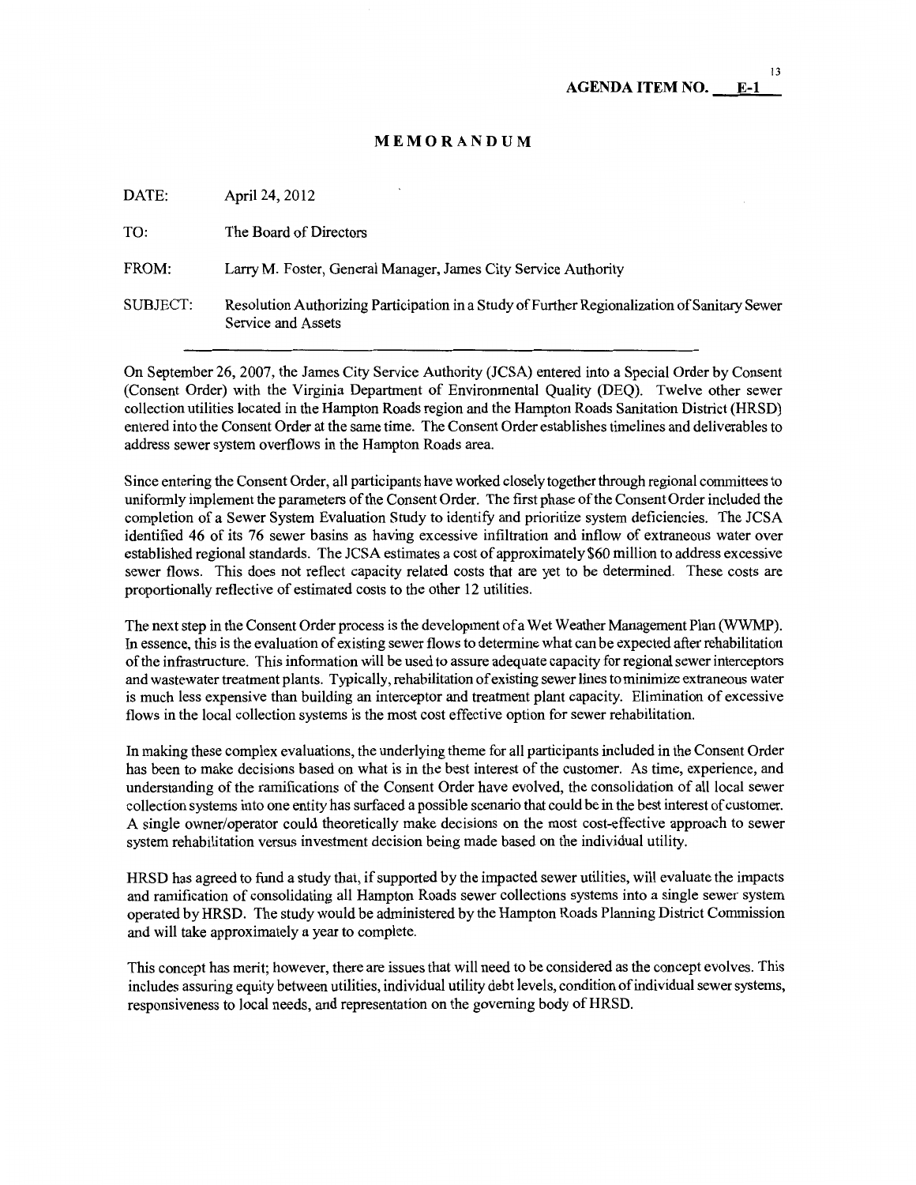**AGENDA ITEM NO. E-1**

## MEMORANDUM

DATE: April 24, 2012

TO: The Board of Directors

FROM: Larry M. Foster, General Manager, James City Service Authority

SUBJECT: Resolution Authorizing Participation in a Study of Further Regionalization of Sanitary Sewer Service and Assets

---

On September 26, 2007, the James City Service Authority (JCSA) entered into a Special Order by Consent (Consent Order) with the Virginia Department of Environmental Quality (DEQ). Twelve other sewer collection utilities located in the Hampton Roads region and the Hampton Roads Sanitation District (HRSD) entered into the Consent Order at the same time. The Consent Order establishes timelines and deliverables to address sewer system overflows in the Hampton Roads area.

Since entering the Consent Order, all participants have worked closely together through regional committees to uniformly implement the parameters of the Consent Order. The first phase of the Consent Order included the completion of a Sewer System Evaluation Study to identify and prioritize system deficiencies. The JCSA identified 46 of its 76 sewer basins as having excessive infiltration and inflow of extraneous water over established regional standards. The JCSA estimates a cost of approximately $60 million to address excessive sewer flows. This does not reflect capacity related costs that are yet to be determined. These costs are proportionally reflective of estimated costs to the other 12 utilities.

The next step in the Consent Order process is the development of a Wet Weather Management Plan (WWMP). In essence, this is the evaluation of existing sewer flows to determine what can be expected after rehabilitation of the infrastructure. This information will be used to assure adequate capacity for regional sewer interceptors and wastewater treatment plants. Typically, rehabilitation of existing sewer lines to minimize extraneous water is much less expensive than building an interceptor and treatment plant capacity. Elimination of excessive flows in the local collection systems is the most cost effective option for sewer rehabilitation.

In making these complex evaluations, the underlying theme for all participants included in the Consent Order has been to make decisions based on what is in the best interest of the customer. As time, experience, and understanding of the ramifications of the Consent Order have evolved, the consolidation of all local sewer collection systems into one entity has surfaced a possible scenario that could be in the best interest of customer. A single owner/operator could theoretically make decisions on the most cost-effective approach to sewer system rehabilitation versus investment decision being made based on the individual utility.

HRSD has agreed to fund a study that, if supported by the impacted sewer utilities, will evaluate the impacts and ramification of consolidating all Hampton Roads sewer collections systems into a single sewer system operated by HRSD. The study would be administered by the Hampton Roads Planning District Commission and will take approximately a year to complete.

This concept has merit; however, there are issues that will need to be considered as the concept evolves. This includes assuring equity between utilities, individual utility debt levels, condition of individual sewer systems, responsiveness to local needs, and representation on the governing body of HRSD.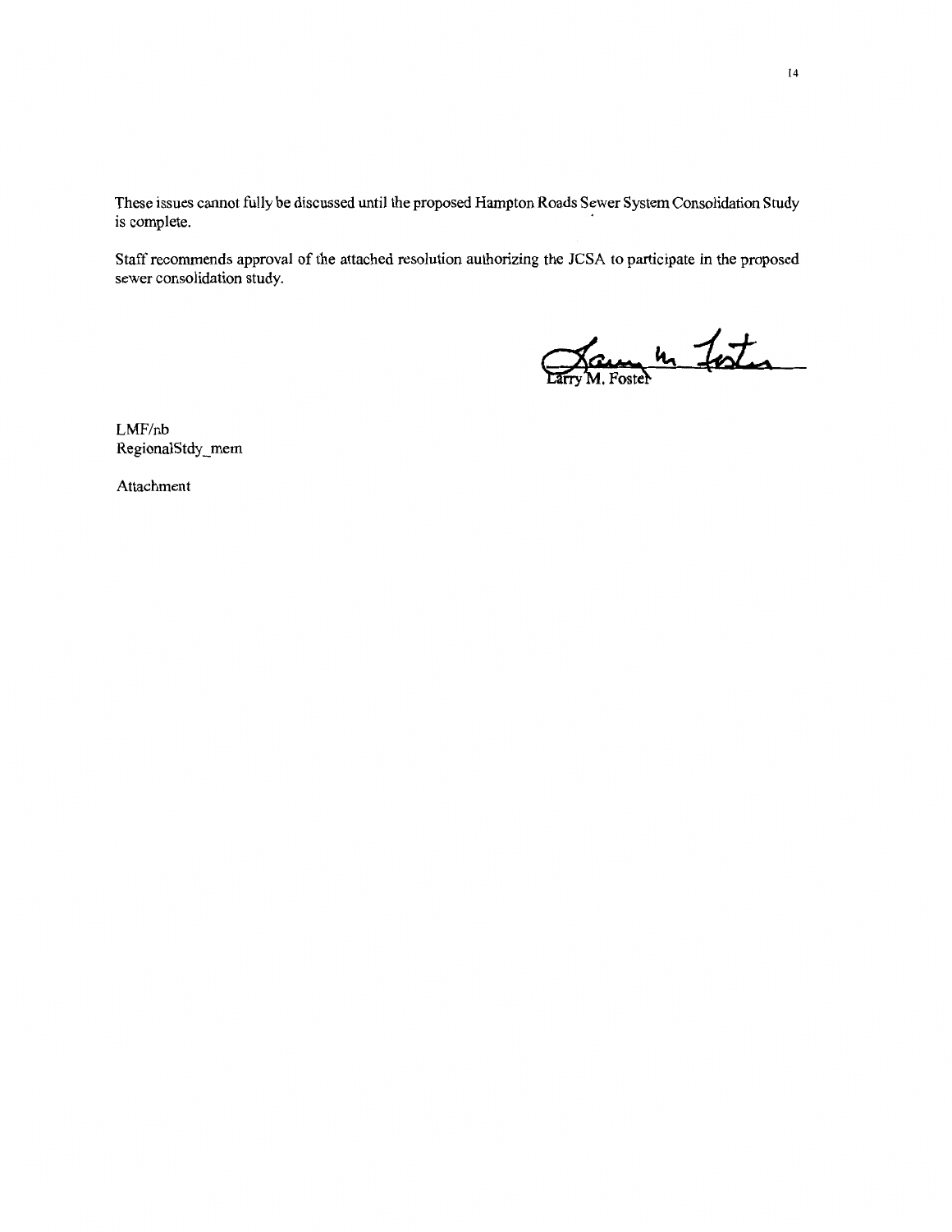These issues cannot fully be discussed until the proposed Hampton Roads Sewer System Consolidation Study is complete.

Staff recommends approval of the attached resolution authorizing the JCSA to participate in the proposed sewer consolidation study.

Larry M. Foster

LMF/nb
RegionalStdy_mem

Attachment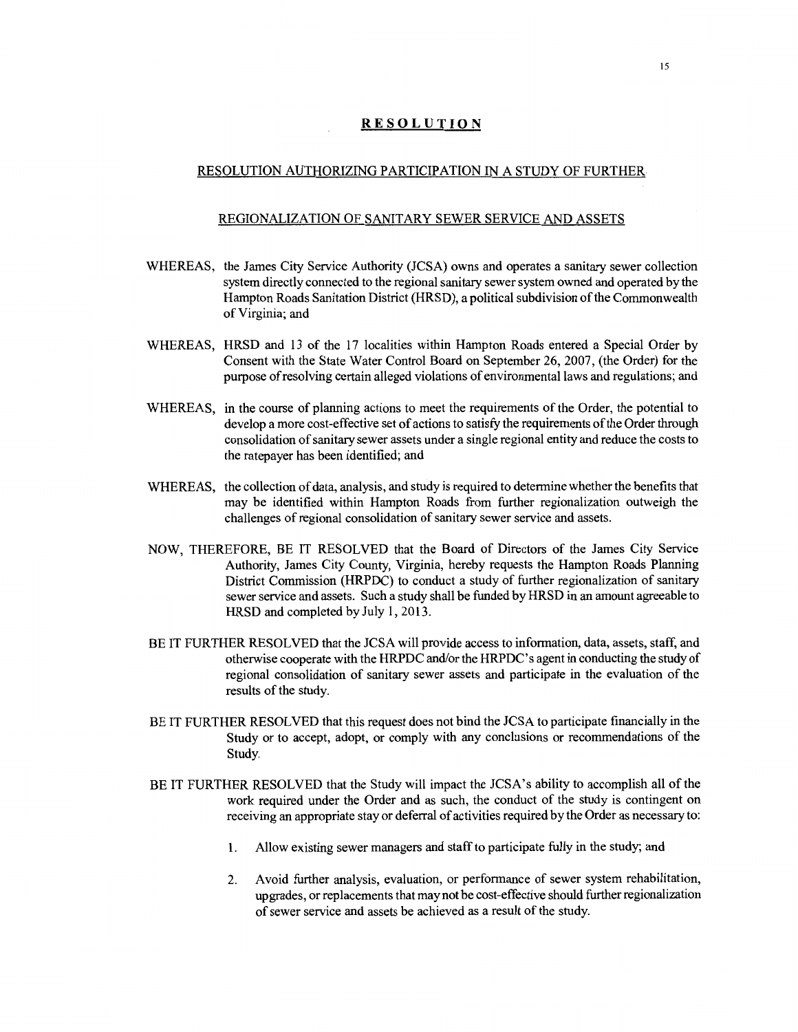# RESOLUTION

## RESOLUTION AUTHORIZING PARTICIPATION IN A STUDY OF FURTHER REGIONALIZATION OF SANITARY SEWER SERVICE AND ASSETS

WHEREAS, the James City Service Authority (JCSA) owns and operates a sanitary sewer collection system directly connected to the regional sanitary sewer system owned and operated by the Hampton Roads Sanitation District (HRSD), a political subdivision of the Commonwealth of Virginia; and

WHEREAS, HRSD and 13 of the 17 localities within Hampton Roads entered a Special Order by Consent with the State Water Control Board on September 26, 2007, (the Order) for the purpose of resolving certain alleged violations of environmental laws and regulations; and

WHEREAS, in the course of planning actions to meet the requirements of the Order, the potential to develop a more cost-effective set of actions to satisfy the requirements of the Order through consolidation of sanitary sewer assets under a single regional entity and reduce the costs to the ratepayer has been identified; and

WHEREAS, the collection of data, analysis, and study is required to determine whether the benefits that may be identified within Hampton Roads from further regionalization outweigh the challenges of regional consolidation of sanitary sewer service and assets.

NOW, THEREFORE, BE IT RESOLVED that the Board of Directors of the James City Service Authority, James City County, Virginia, hereby requests the Hampton Roads Planning District Commission (HRPDC) to conduct a study of further regionalization of sanitary sewer service and assets. Such a study shall be funded by HRSD in an amount agreeable to HRSD and completed by July 1, 2013.

BE IT FURTHER RESOLVED that the JCSA will provide access to information, data, assets, staff, and otherwise cooperate with the HRPDC and/or the HRPDC's agent in conducting the study of regional consolidation of sanitary sewer assets and participate in the evaluation of the results of the study.

BE IT FURTHER RESOLVED that this request does not bind the JCSA to participate financially in the Study or to accept, adopt, or comply with any conclusions or recommendations of the Study.

BE IT FURTHER RESOLVED that the Study will impact the JCSA's ability to accomplish all of the work required under the Order and as such, the conduct of the study is contingent on receiving an appropriate stay or deferral of activities required by the Order as necessary to:

1. Allow existing sewer managers and staff to participate fully in the study; and

2. Avoid further analysis, evaluation, or performance of sewer system rehabilitation, upgrades, or replacements that may not be cost-effective should further regionalization of sewer service and assets be achieved as a result of the study.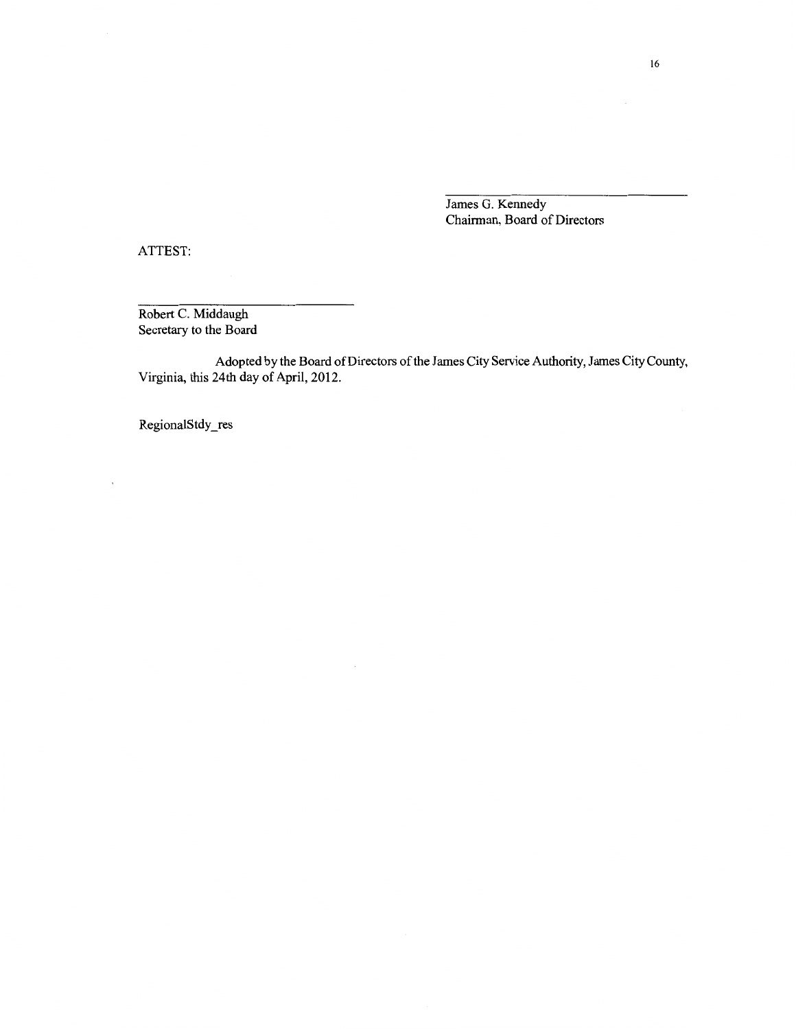James G. Kennedy
Chairman, Board of Directors

ATTEST:

Robert C. Middaugh
Secretary to the Board

Adopted by the Board of Directors of the James City Service Authority, James City County, Virginia, this 24th day of April, 2012.

RegionalStdy_res